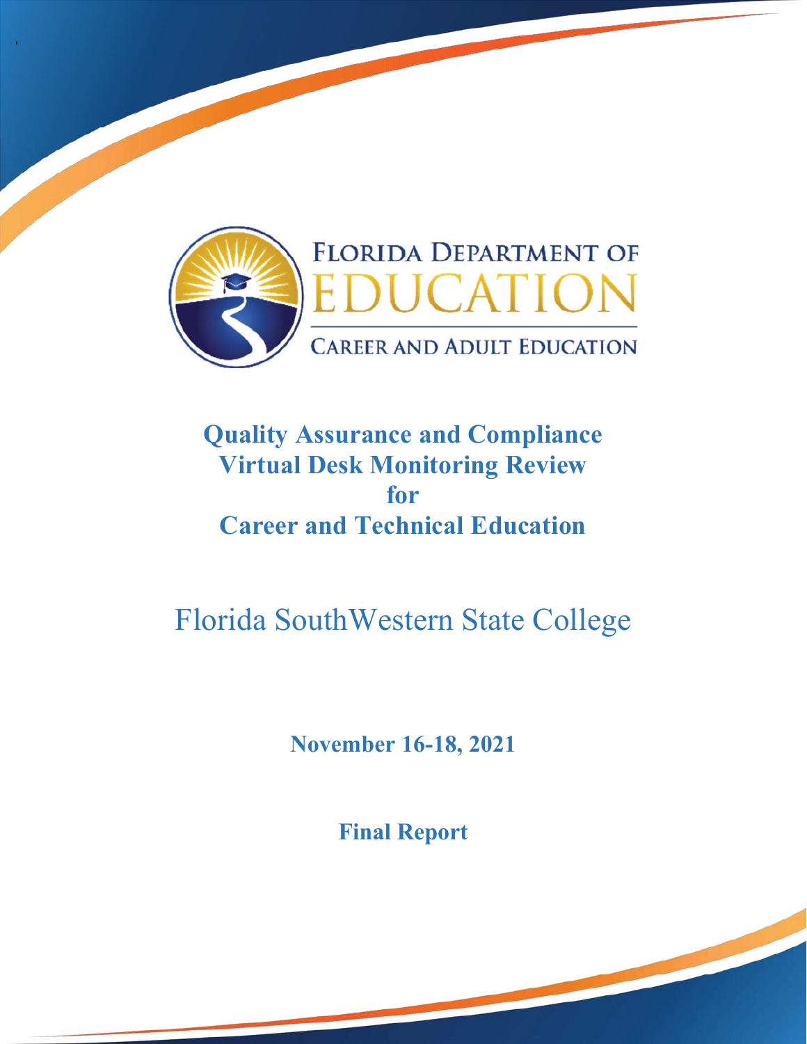FLORIDA DEPARTMENT OF EDUCATION

CAREER AND ADULT EDUCATION

# Quality Assurance and Compliance Virtual Desk Monitoring Review for Career and Technical Education

## Florida SouthWestern State College

**November 16-18, 2021**

**Final Report**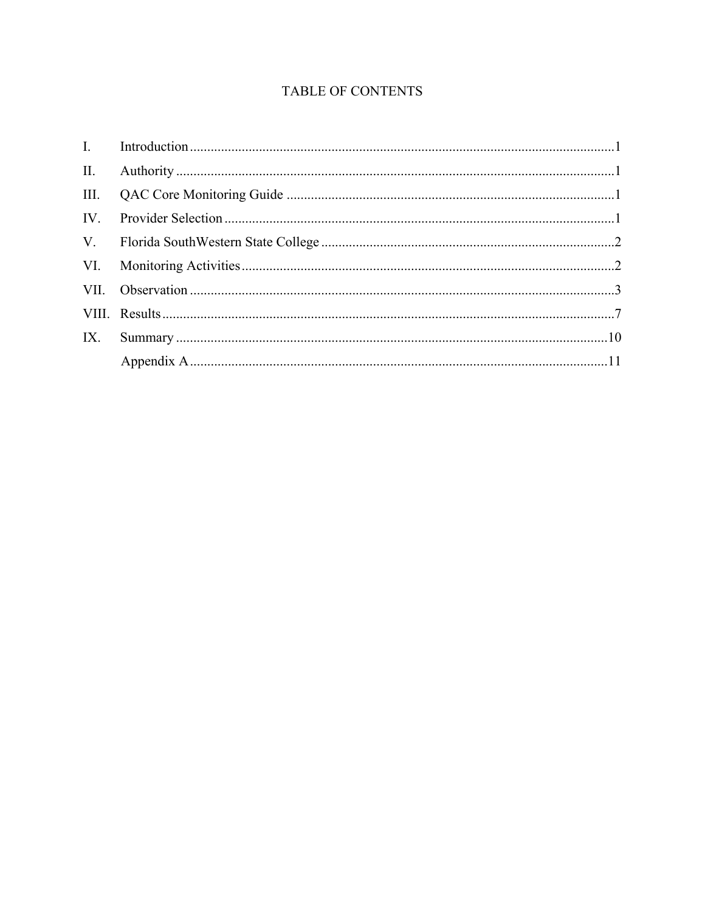# TABLE OF CONTENTS

| | | |
|---|---|---|
| I. | Introduction | 1 |
| II. | Authority | 1 |
| III. | QAC Core Monitoring Guide | 1 |
| IV. | Provider Selection | 1 |
| V. | Florida SouthWestern State College | 2 |
| VI. | Monitoring Activities | 2 |
| VII. | Observation | 3 |
| VIII. | Results | 7 |
| IX. | Summary | 10 |
| | Appendix A | 11 |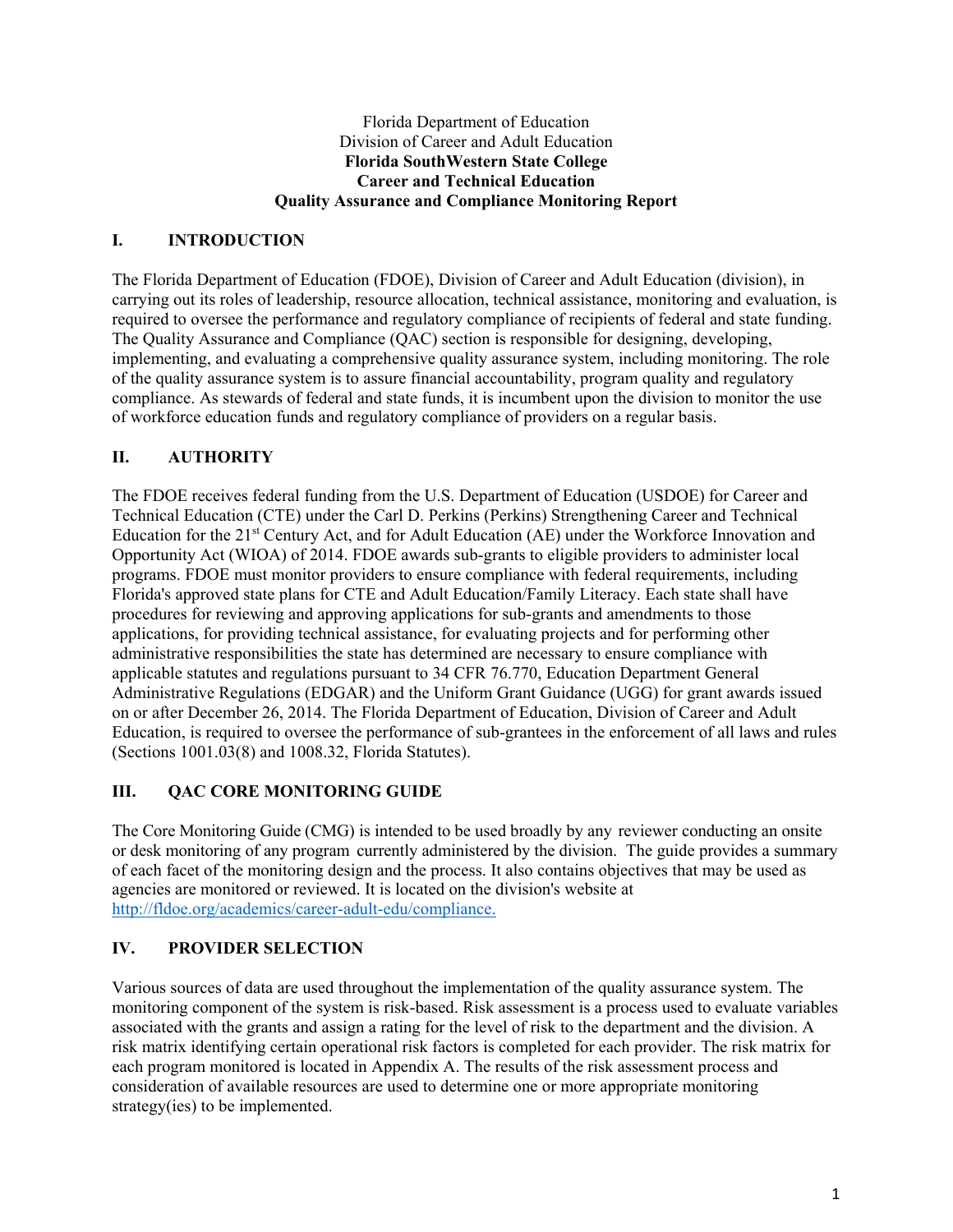Florida Department of Education
Division of Career and Adult Education
**Florida SouthWestern State College**
**Career and Technical Education**
**Quality Assurance and Compliance Monitoring Report**

## I. INTRODUCTION

The Florida Department of Education (FDOE), Division of Career and Adult Education (division), in carrying out its roles of leadership, resource allocation, technical assistance, monitoring and evaluation, is required to oversee the performance and regulatory compliance of recipients of federal and state funding. The Quality Assurance and Compliance (QAC) section is responsible for designing, developing, implementing, and evaluating a comprehensive quality assurance system, including monitoring. The role of the quality assurance system is to assure financial accountability, program quality and regulatory compliance. As stewards of federal and state funds, it is incumbent upon the division to monitor the use of workforce education funds and regulatory compliance of providers on a regular basis.

## II. AUTHORITY

The FDOE receives federal funding from the U.S. Department of Education (USDOE) for Career and Technical Education (CTE) under the Carl D. Perkins (Perkins) Strengthening Career and Technical Education for the 21st Century Act, and for Adult Education (AE) under the Workforce Innovation and Opportunity Act (WIOA) of 2014. FDOE awards sub-grants to eligible providers to administer local programs. FDOE must monitor providers to ensure compliance with federal requirements, including Florida's approved state plans for CTE and Adult Education/Family Literacy. Each state shall have procedures for reviewing and approving applications for sub-grants and amendments to those applications, for providing technical assistance, for evaluating projects and for performing other administrative responsibilities the state has determined are necessary to ensure compliance with applicable statutes and regulations pursuant to 34 CFR 76.770, Education Department General Administrative Regulations (EDGAR) and the Uniform Grant Guidance (UGG) for grant awards issued on or after December 26, 2014. The Florida Department of Education, Division of Career and Adult Education, is required to oversee the performance of sub-grantees in the enforcement of all laws and rules (Sections 1001.03(8) and 1008.32, Florida Statutes).

## III. QAC CORE MONITORING GUIDE

The Core Monitoring Guide (CMG) is intended to be used broadly by any reviewer conducting an onsite or desk monitoring of any program currently administered by the division. The guide provides a summary of each facet of the monitoring design and the process. It also contains objectives that may be used as agencies are monitored or reviewed. It is located on the division's website at [http://fldoe.org/academics/career-adult-edu/compliance.](http://fldoe.org/academics/career-adult-edu/compliance)

## IV. PROVIDER SELECTION

Various sources of data are used throughout the implementation of the quality assurance system. The monitoring component of the system is risk-based. Risk assessment is a process used to evaluate variables associated with the grants and assign a rating for the level of risk to the department and the division. A risk matrix identifying certain operational risk factors is completed for each provider. The risk matrix for each program monitored is located in Appendix A. The results of the risk assessment process and consideration of available resources are used to determine one or more appropriate monitoring strategy(ies) to be implemented.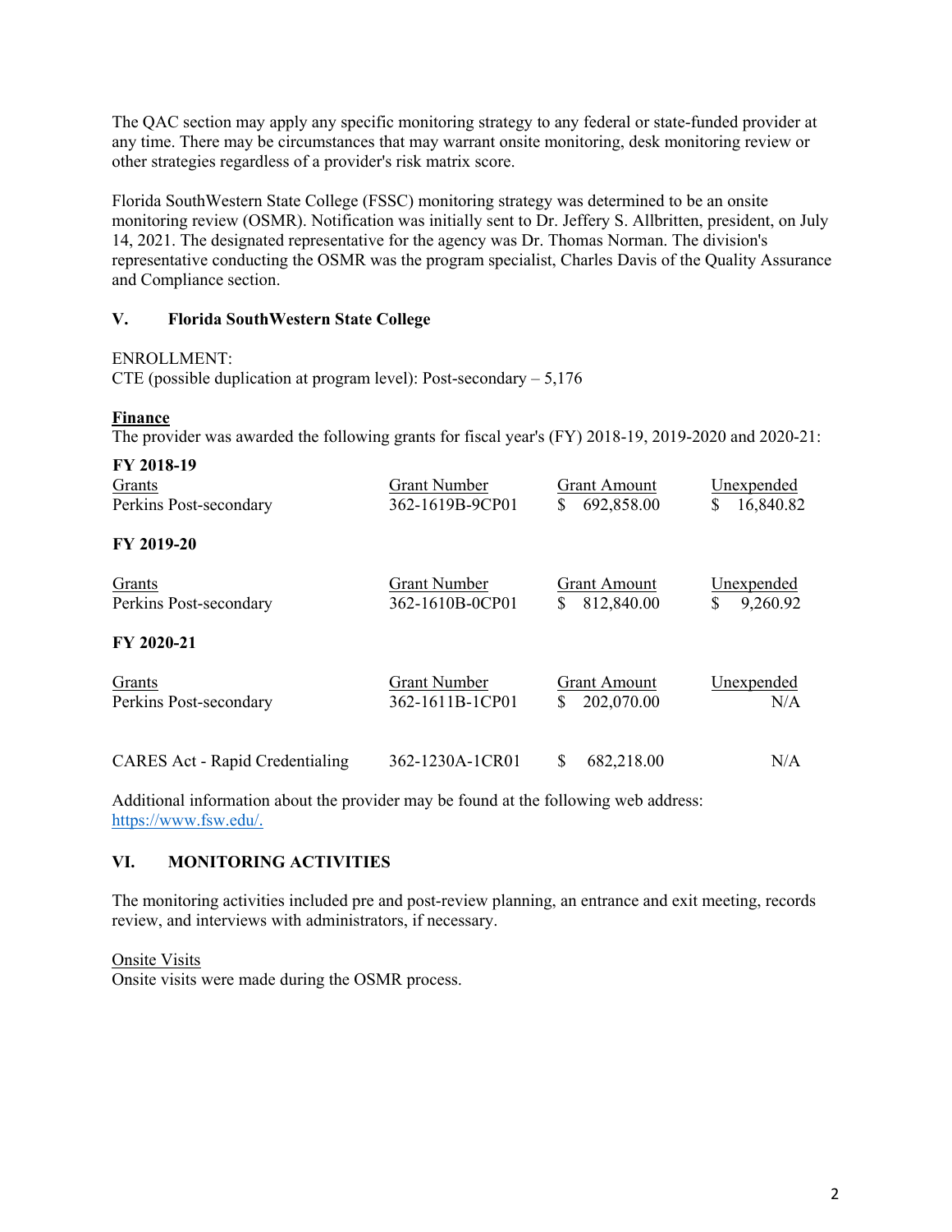The QAC section may apply any specific monitoring strategy to any federal or state-funded provider at any time. There may be circumstances that may warrant onsite monitoring, desk monitoring review or other strategies regardless of a provider's risk matrix score.

Florida SouthWestern State College (FSSC) monitoring strategy was determined to be an onsite monitoring review (OSMR). Notification was initially sent to Dr. Jeffery S. Allbritten, president, on July 14, 2021. The designated representative for the agency was Dr. Thomas Norman. The division's representative conducting the OSMR was the program specialist, Charles Davis of the Quality Assurance and Compliance section.

## V. Florida SouthWestern State College

ENROLLMENT:
CTE (possible duplication at program level): Post-secondary – 5,176

**Finance**

The provider was awarded the following grants for fiscal year's (FY) 2018-19, 2019-2020 and 2020-21:

**FY 2018-19**

| Grants | Grant Number | Grant Amount | Unexpended |
|---|---|---|---|
| Perkins Post-secondary | 362-1619B-9CP01 | $ 692,858.00 | $ 16,840.82 |

**FY 2019-20**

| Grants | Grant Number | Grant Amount | Unexpended |
|---|---|---|---|
| Perkins Post-secondary | 362-1610B-0CP01 | $ 812,840.00 | $ 9,260.92 |

**FY 2020-21**

| Grants | Grant Number | Grant Amount | Unexpended |
|---|---|---|---|
| Perkins Post-secondary | 362-1611B-1CP01 | $ 202,070.00 | N/A |
| CARES Act - Rapid Credentialing | 362-1230A-1CR01 | $ 682,218.00 | N/A |

Additional information about the provider may be found at the following web address: https://www.fsw.edu/.

## VI. MONITORING ACTIVITIES

The monitoring activities included pre and post-review planning, an entrance and exit meeting, records review, and interviews with administrators, if necessary.

Onsite Visits
Onsite visits were made during the OSMR process.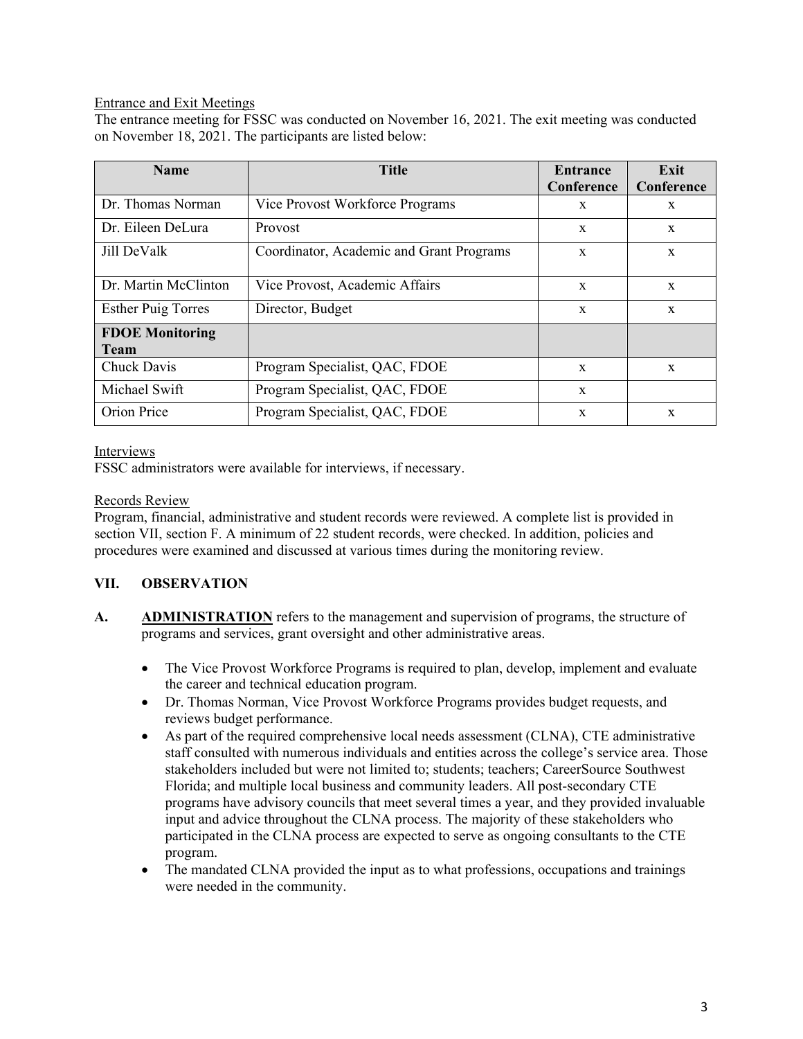Entrance and Exit Meetings

The entrance meeting for FSSC was conducted on November 16, 2021. The exit meeting was conducted on November 18, 2021. The participants are listed below:

| Name | Title | Entrance Conference | Exit Conference |
|---|---|---|---|
| Dr. Thomas Norman | Vice Provost Workforce Programs | x | x |
| Dr. Eileen DeLura | Provost | x | x |
| Jill DeValk | Coordinator, Academic and Grant Programs | x | x |
| Dr. Martin McClinton | Vice Provost, Academic Affairs | x | x |
| Esther Puig Torres | Director, Budget | x | x |
| **FDOE Monitoring Team** | | | |
| Chuck Davis | Program Specialist, QAC, FDOE | x | x |
| Michael Swift | Program Specialist, QAC, FDOE | x | |
| Orion Price | Program Specialist, QAC, FDOE | x | x |

Interviews

FSSC administrators were available for interviews, if necessary.

Records Review

Program, financial, administrative and student records were reviewed. A complete list is provided in section VII, section F. A minimum of 22 student records, were checked. In addition, policies and procedures were examined and discussed at various times during the monitoring review.

## VII. OBSERVATION

**A. ADMINISTRATION** refers to the management and supervision of programs, the structure of programs and services, grant oversight and other administrative areas.

- The Vice Provost Workforce Programs is required to plan, develop, implement and evaluate the career and technical education program.
- Dr. Thomas Norman, Vice Provost Workforce Programs provides budget requests, and reviews budget performance.
- As part of the required comprehensive local needs assessment (CLNA), CTE administrative staff consulted with numerous individuals and entities across the college's service area. Those stakeholders included but were not limited to; students; teachers; CareerSource Southwest Florida; and multiple local business and community leaders. All post-secondary CTE programs have advisory councils that meet several times a year, and they provided invaluable input and advice throughout the CLNA process. The majority of these stakeholders who participated in the CLNA process are expected to serve as ongoing consultants to the CTE program.
- The mandated CLNA provided the input as to what professions, occupations and trainings were needed in the community.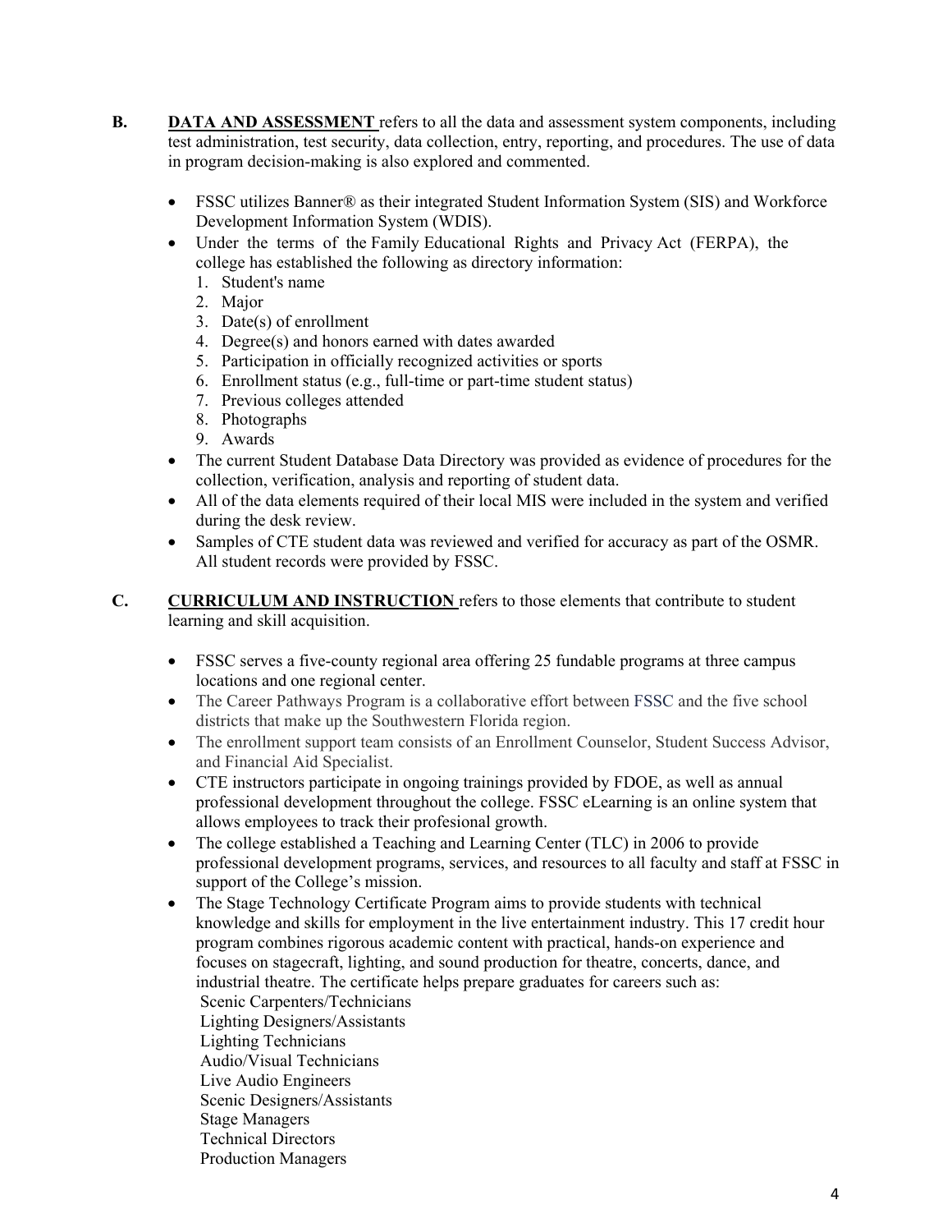**B.** **DATA AND ASSESSMENT** refers to all the data and assessment system components, including test administration, test security, data collection, entry, reporting, and procedures. The use of data in program decision-making is also explored and commented.

- FSSC utilizes Banner® as their integrated Student Information System (SIS) and Workforce Development Information System (WDIS).
- Under the terms of the Family Educational Rights and Privacy Act (FERPA), the college has established the following as directory information:
  1. Student's name
  2. Major
  3. Date(s) of enrollment
  4. Degree(s) and honors earned with dates awarded
  5. Participation in officially recognized activities or sports
  6. Enrollment status (e.g., full-time or part-time student status)
  7. Previous colleges attended
  8. Photographs
  9. Awards
- The current Student Database Data Directory was provided as evidence of procedures for the collection, verification, analysis and reporting of student data.
- All of the data elements required of their local MIS were included in the system and verified during the desk review.
- Samples of CTE student data was reviewed and verified for accuracy as part of the OSMR. All student records were provided by FSSC.

**C.** **CURRICULUM AND INSTRUCTION** refers to those elements that contribute to student learning and skill acquisition.

- FSSC serves a five-county regional area offering 25 fundable programs at three campus locations and one regional center.
- The Career Pathways Program is a collaborative effort between FSSC and the five school districts that make up the Southwestern Florida region.
- The enrollment support team consists of an Enrollment Counselor, Student Success Advisor, and Financial Aid Specialist.
- CTE instructors participate in ongoing trainings provided by FDOE, as well as annual professional development throughout the college. FSSC eLearning is an online system that allows employees to track their profesional growth.
- The college established a Teaching and Learning Center (TLC) in 2006 to provide professional development programs, services, and resources to all faculty and staff at FSSC in support of the College's mission.
- The Stage Technology Certificate Program aims to provide students with technical knowledge and skills for employment in the live entertainment industry. This 17 credit hour program combines rigorous academic content with practical, hands-on experience and focuses on stagecraft, lighting, and sound production for theatre, concerts, dance, and industrial theatre. The certificate helps prepare graduates for careers such as:
  Scenic Carpenters/Technicians
  Lighting Designers/Assistants
  Lighting Technicians
  Audio/Visual Technicians
  Live Audio Engineers
  Scenic Designers/Assistants
  Stage Managers
  Technical Directors
  Production Managers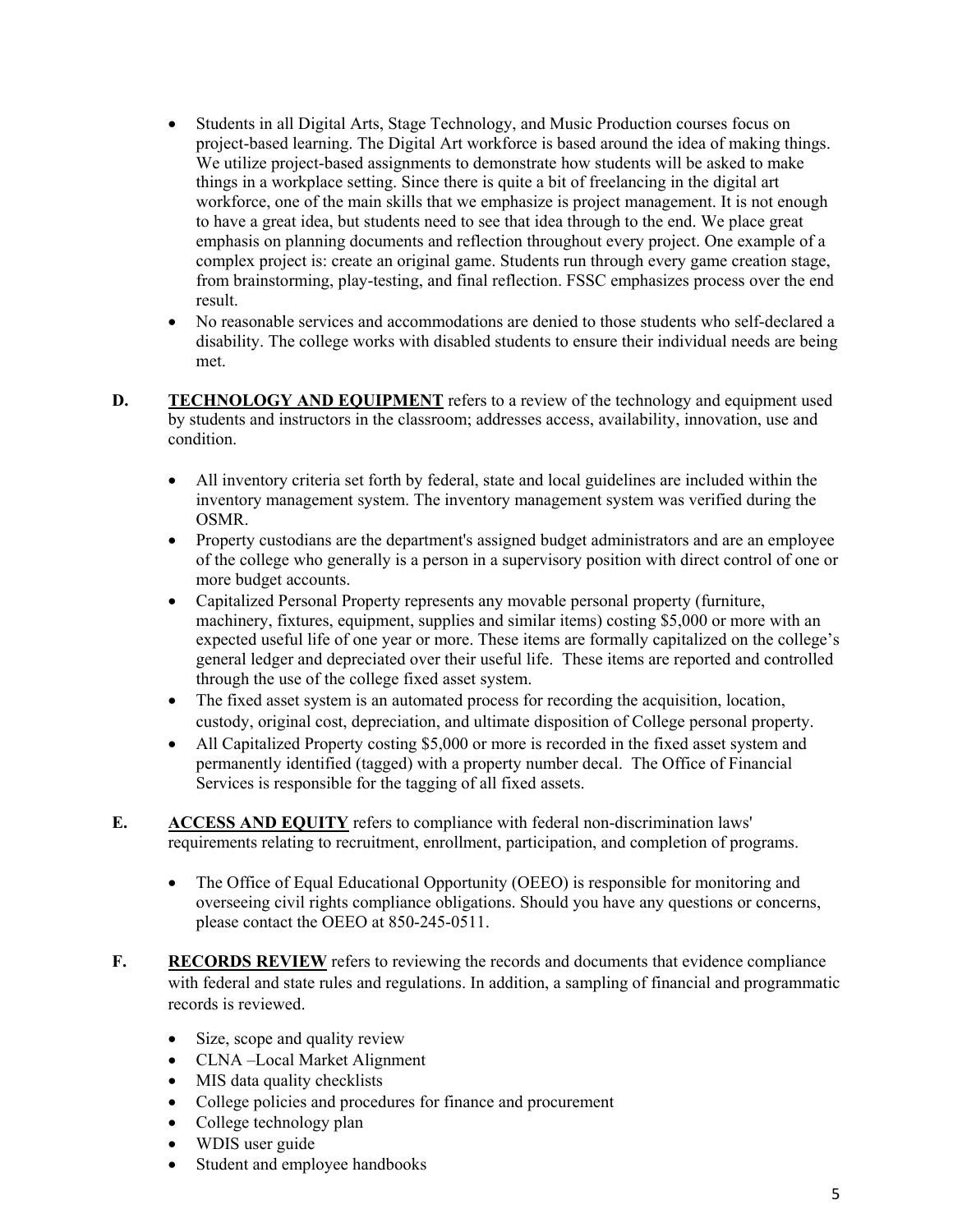- Students in all Digital Arts, Stage Technology, and Music Production courses focus on project-based learning. The Digital Art workforce is based around the idea of making things. We utilize project-based assignments to demonstrate how students will be asked to make things in a workplace setting. Since there is quite a bit of freelancing in the digital art workforce, one of the main skills that we emphasize is project management. It is not enough to have a great idea, but students need to see that idea through to the end. We place great emphasis on planning documents and reflection throughout every project. One example of a complex project is: create an original game. Students run through every game creation stage, from brainstorming, play-testing, and final reflection. FSSC emphasizes process over the end result.
- No reasonable services and accommodations are denied to those students who self-declared a disability. The college works with disabled students to ensure their individual needs are being met.

**D.** **<u>TECHNOLOGY AND EQUIPMENT</u>** refers to a review of the technology and equipment used by students and instructors in the classroom; addresses access, availability, innovation, use and condition.

- All inventory criteria set forth by federal, state and local guidelines are included within the inventory management system. The inventory management system was verified during the OSMR.
- Property custodians are the department's assigned budget administrators and are an employee of the college who generally is a person in a supervisory position with direct control of one or more budget accounts.
- Capitalized Personal Property represents any movable personal property (furniture, machinery, fixtures, equipment, supplies and similar items) costing $5,000 or more with an expected useful life of one year or more. These items are formally capitalized on the college's general ledger and depreciated over their useful life. These items are reported and controlled through the use of the college fixed asset system.
- The fixed asset system is an automated process for recording the acquisition, location, custody, original cost, depreciation, and ultimate disposition of College personal property.
- All Capitalized Property costing $5,000 or more is recorded in the fixed asset system and permanently identified (tagged) with a property number decal. The Office of Financial Services is responsible for the tagging of all fixed assets.

**E.** **<u>ACCESS AND EQUITY</u>** refers to compliance with federal non-discrimination laws' requirements relating to recruitment, enrollment, participation, and completion of programs.

- The Office of Equal Educational Opportunity (OEEO) is responsible for monitoring and overseeing civil rights compliance obligations. Should you have any questions or concerns, please contact the OEEO at 850-245-0511.

**F.** **<u>RECORDS REVIEW</u>** refers to reviewing the records and documents that evidence compliance with federal and state rules and regulations. In addition, a sampling of financial and programmatic records is reviewed.

- Size, scope and quality review
- CLNA –Local Market Alignment
- MIS data quality checklists
- College policies and procedures for finance and procurement
- College technology plan
- WDIS user guide
- Student and employee handbooks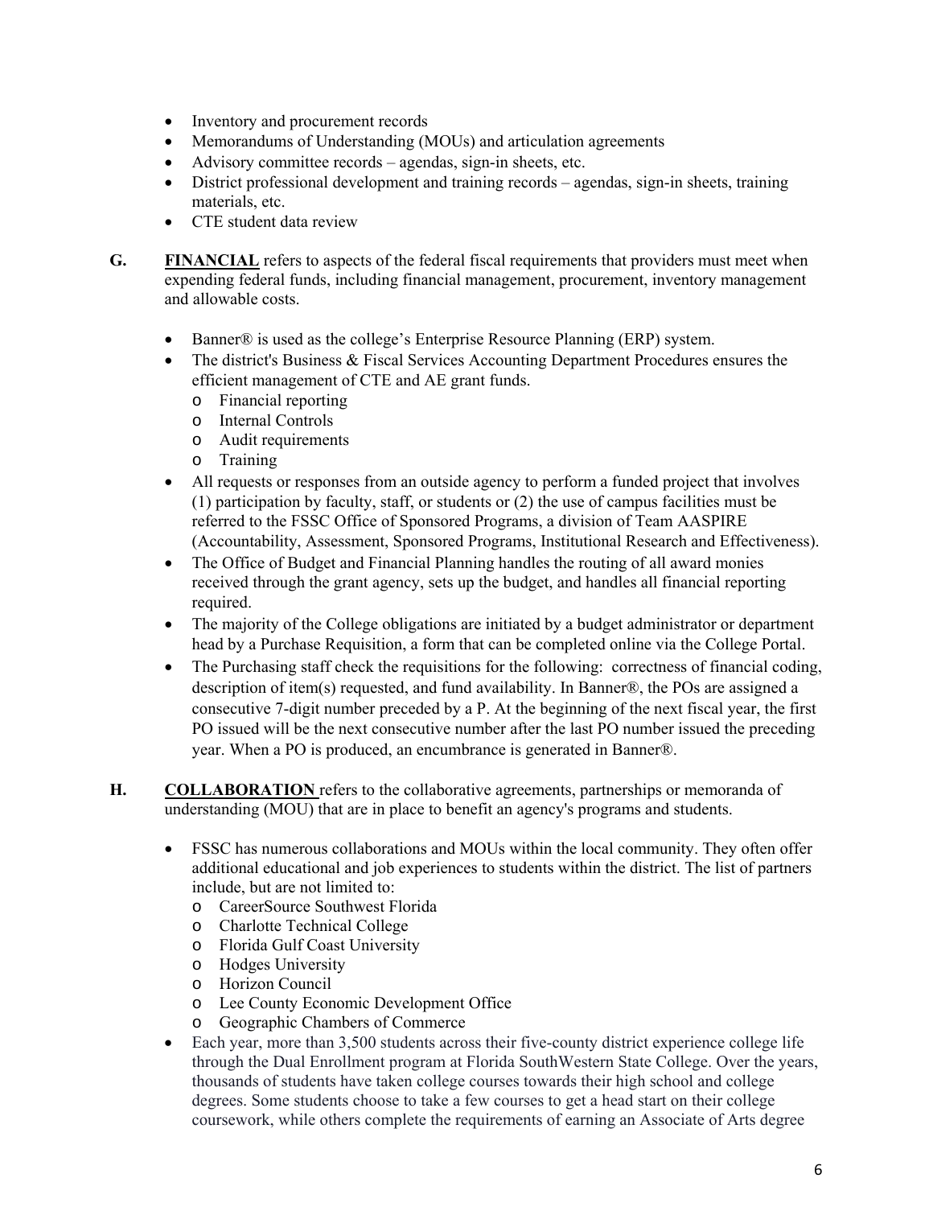- Inventory and procurement records
- Memorandums of Understanding (MOUs) and articulation agreements
- Advisory committee records – agendas, sign-in sheets, etc.
- District professional development and training records – agendas, sign-in sheets, training materials, etc.
- CTE student data review

**G.** **FINANCIAL** refers to aspects of the federal fiscal requirements that providers must meet when expending federal funds, including financial management, procurement, inventory management and allowable costs.

- Banner® is used as the college's Enterprise Resource Planning (ERP) system.
- The district's Business & Fiscal Services Accounting Department Procedures ensures the efficient management of CTE and AE grant funds.
  - Financial reporting
  - Internal Controls
  - Audit requirements
  - Training
- All requests or responses from an outside agency to perform a funded project that involves (1) participation by faculty, staff, or students or (2) the use of campus facilities must be referred to the FSSC Office of Sponsored Programs, a division of Team AASPIRE (Accountability, Assessment, Sponsored Programs, Institutional Research and Effectiveness).
- The Office of Budget and Financial Planning handles the routing of all award monies received through the grant agency, sets up the budget, and handles all financial reporting required.
- The majority of the College obligations are initiated by a budget administrator or department head by a Purchase Requisition, a form that can be completed online via the College Portal.
- The Purchasing staff check the requisitions for the following: correctness of financial coding, description of item(s) requested, and fund availability. In Banner®, the POs are assigned a consecutive 7-digit number preceded by a P. At the beginning of the next fiscal year, the first PO issued will be the next consecutive number after the last PO number issued the preceding year. When a PO is produced, an encumbrance is generated in Banner®.

**H.** **COLLABORATION** refers to the collaborative agreements, partnerships or memoranda of understanding (MOU) that are in place to benefit an agency's programs and students.

- FSSC has numerous collaborations and MOUs within the local community. They often offer additional educational and job experiences to students within the district. The list of partners include, but are not limited to:
  - CareerSource Southwest Florida
  - Charlotte Technical College
  - Florida Gulf Coast University
  - Hodges University
  - Horizon Council
  - Lee County Economic Development Office
  - Geographic Chambers of Commerce
- Each year, more than 3,500 students across their five-county district experience college life through the Dual Enrollment program at Florida SouthWestern State College. Over the years, thousands of students have taken college courses towards their high school and college degrees. Some students choose to take a few courses to get a head start on their college coursework, while others complete the requirements of earning an Associate of Arts degree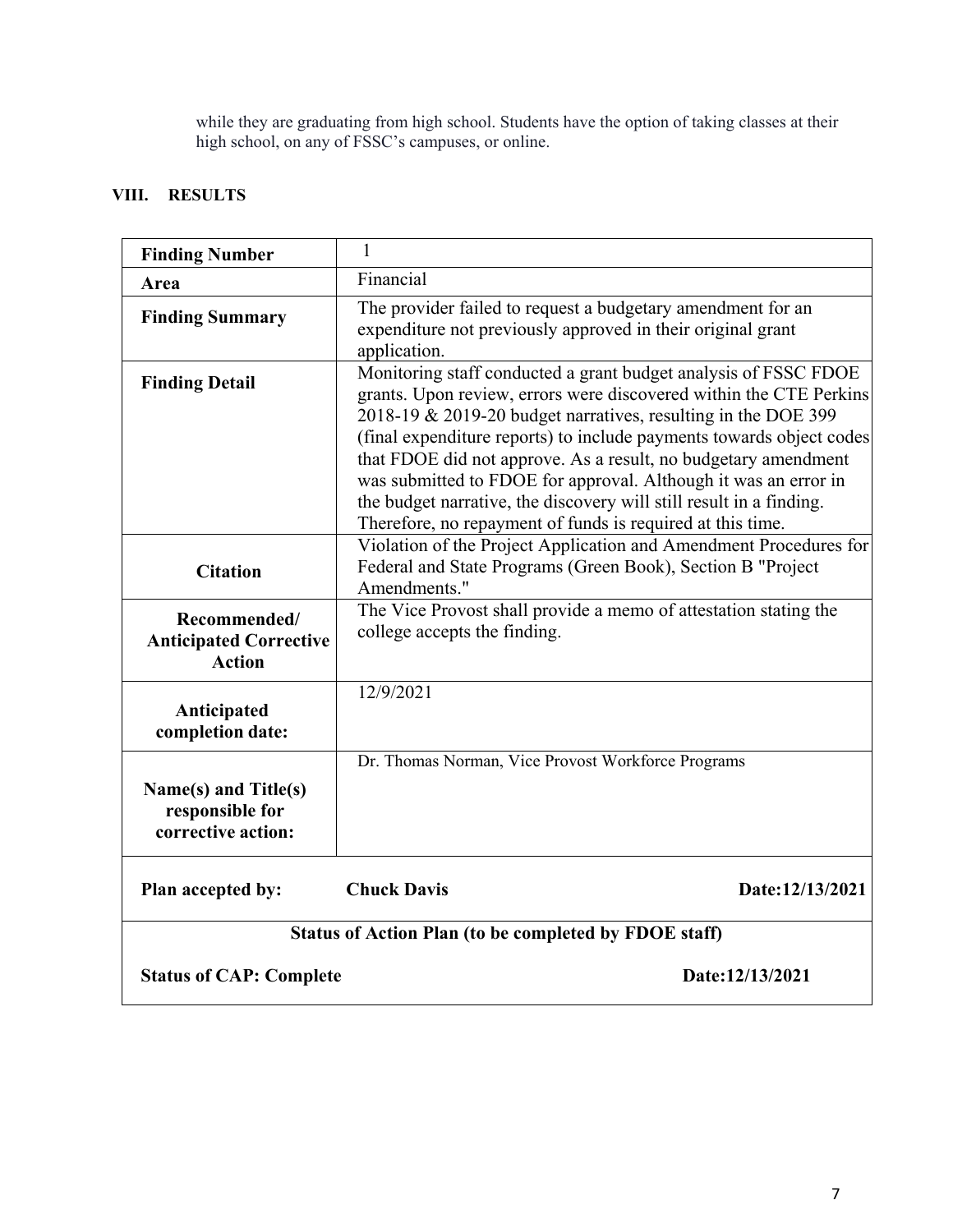while they are graduating from high school. Students have the option of taking classes at their high school, on any of FSSC's campuses, or online.

## VIII. RESULTS

| **Finding Number** | 1 |
|---|---|
| **Area** | Financial |
| **Finding Summary** | The provider failed to request a budgetary amendment for an expenditure not previously approved in their original grant application. |
| **Finding Detail** | Monitoring staff conducted a grant budget analysis of FSSC FDOE grants. Upon review, errors were discovered within the CTE Perkins 2018-19 & 2019-20 budget narratives, resulting in the DOE 399 (final expenditure reports) to include payments towards object codes that FDOE did not approve. As a result, no budgetary amendment was submitted to FDOE for approval. Although it was an error in the budget narrative, the discovery will still result in a finding. Therefore, no repayment of funds is required at this time. |
| **Citation** | Violation of the Project Application and Amendment Procedures for Federal and State Programs (Green Book), Section B "Project Amendments." |
| **Recommended/ Anticipated Corrective Action** | The Vice Provost shall provide a memo of attestation stating the college accepts the finding. |
| **Anticipated completion date:** | 12/9/2021 |
| **Name(s) and Title(s) responsible for corrective action:** | Dr. Thomas Norman, Vice Provost Workforce Programs |
| **Plan accepted by:** **Chuck Davis** | **Date:12/13/2021** |
| **Status of Action Plan (to be completed by FDOE staff)** | |
| **Status of CAP: Complete** | **Date:12/13/2021** |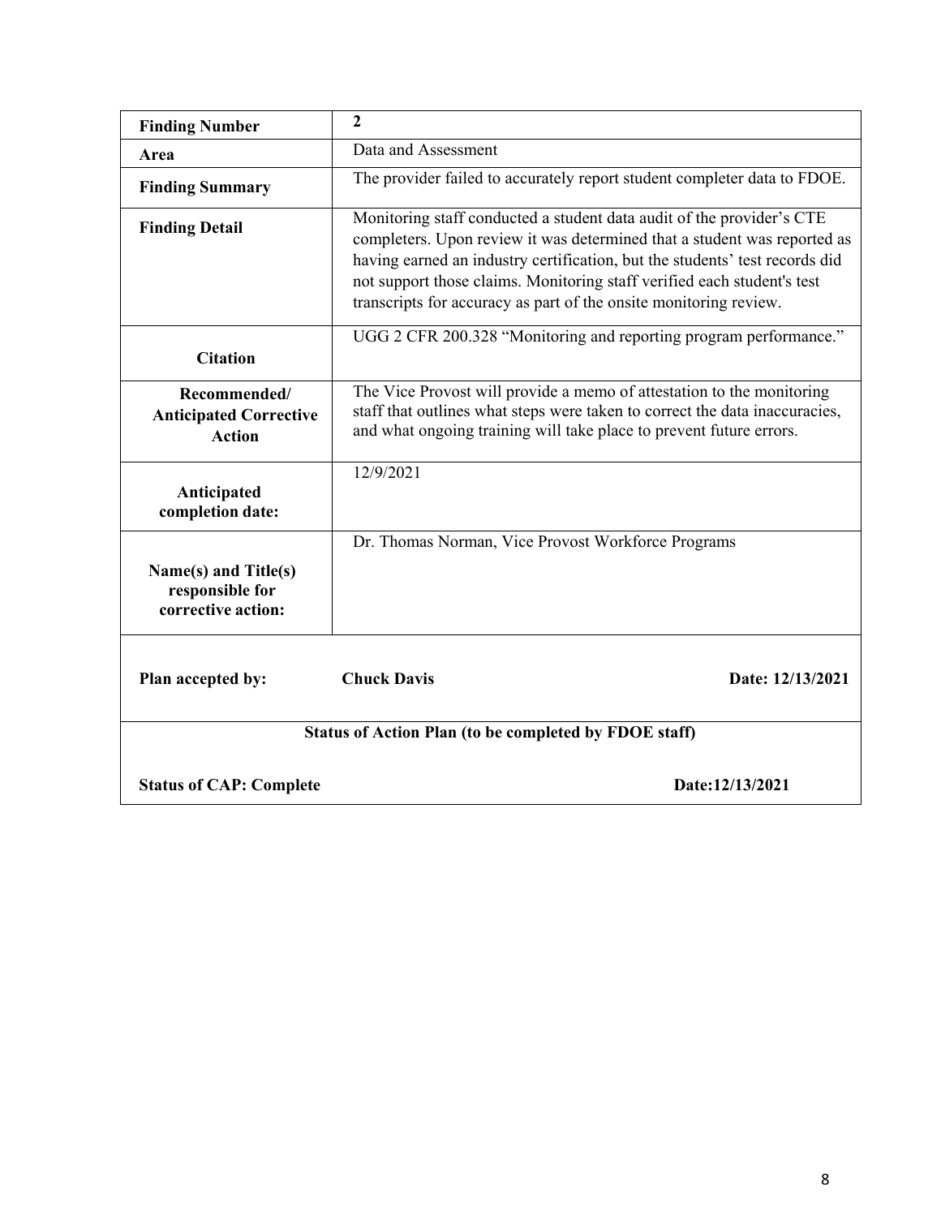| Finding Number | 2 |
|---|---|
| Area | Data and Assessment |
| Finding Summary | The provider failed to accurately report student completer data to FDOE. |
| Finding Detail | Monitoring staff conducted a student data audit of the provider's CTE completers. Upon review it was determined that a student was reported as having earned an industry certification, but the students' test records did not support those claims. Monitoring staff verified each student's test transcripts for accuracy as part of the onsite monitoring review. |
| Citation | UGG 2 CFR 200.328 "Monitoring and reporting program performance." |
| Recommended/ Anticipated Corrective Action | The Vice Provost will provide a memo of attestation to the monitoring staff that outlines what steps were taken to correct the data inaccuracies, and what ongoing training will take place to prevent future errors. |
| Anticipated completion date: | 12/9/2021 |
| Name(s) and Title(s) responsible for corrective action: | Dr. Thomas Norman, Vice Provost Workforce Programs |

**Plan accepted by:** **Chuck Davis** **Date: 12/13/2021**

**Status of Action Plan (to be completed by FDOE staff)**

**Status of CAP: Complete** **Date:12/13/2021**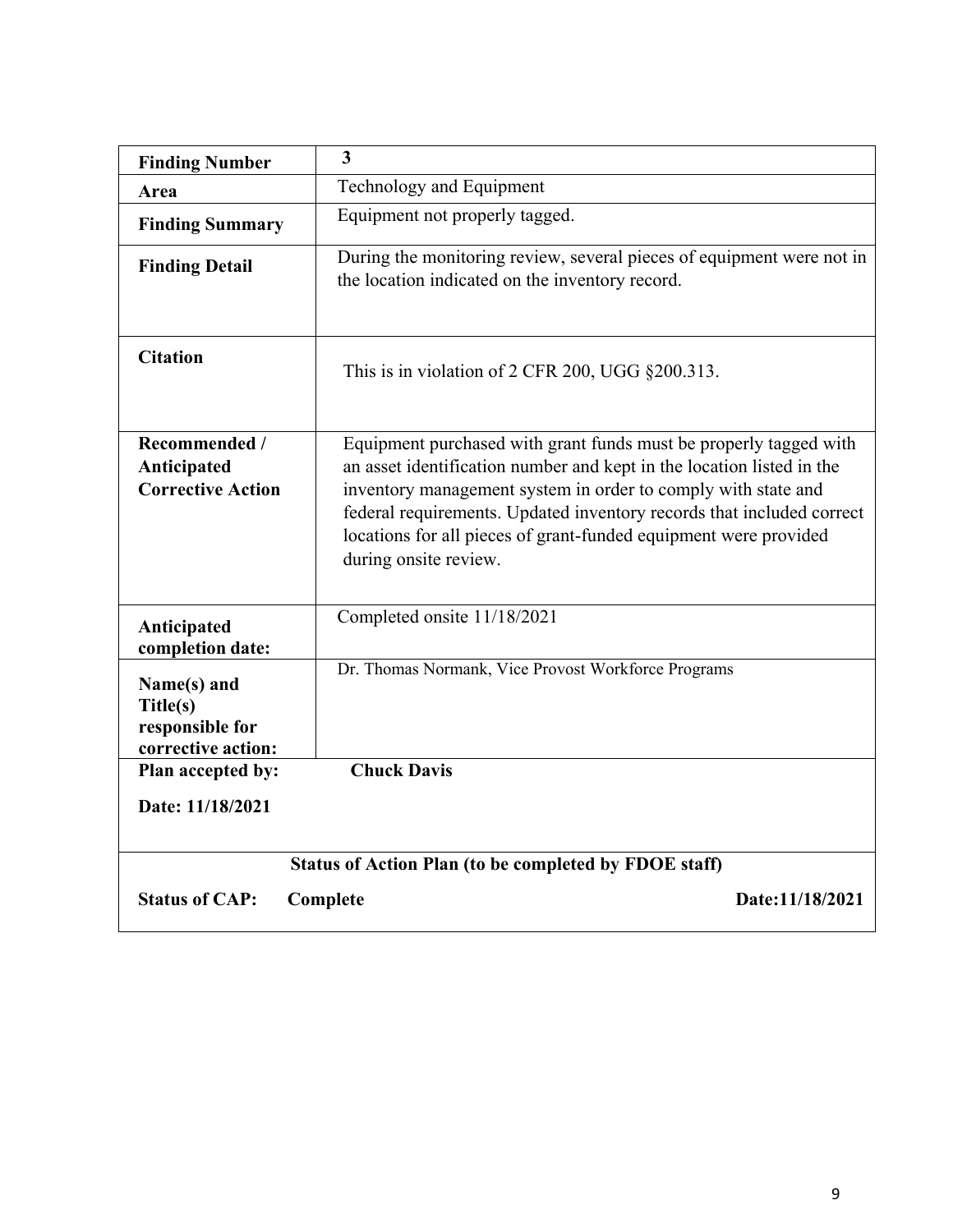| Finding Number | 3 |
| --- | --- |
| **Area** | Technology and Equipment |
| **Finding Summary** | Equipment not properly tagged. |
| **Finding Detail** | During the monitoring review, several pieces of equipment were not in the location indicated on the inventory record. |
| **Citation** | This is in violation of 2 CFR 200, UGG §200.313. |
| **Recommended / Anticipated Corrective Action** | Equipment purchased with grant funds must be properly tagged with an asset identification number and kept in the location listed in the inventory management system in order to comply with state and federal requirements. Updated inventory records that included correct locations for all pieces of grant-funded equipment were provided during onsite review. |
| **Anticipated completion date:** | Completed onsite 11/18/2021 |
| **Name(s) and Title(s) responsible for corrective action:** | Dr. Thomas Normank, Vice Provost Workforce Programs |
| **Plan accepted by:** Date: 11/18/2021 | **Chuck Davis** |

**Status of Action Plan (to be completed by FDOE staff)**

**Status of CAP: Complete** **Date:11/18/2021**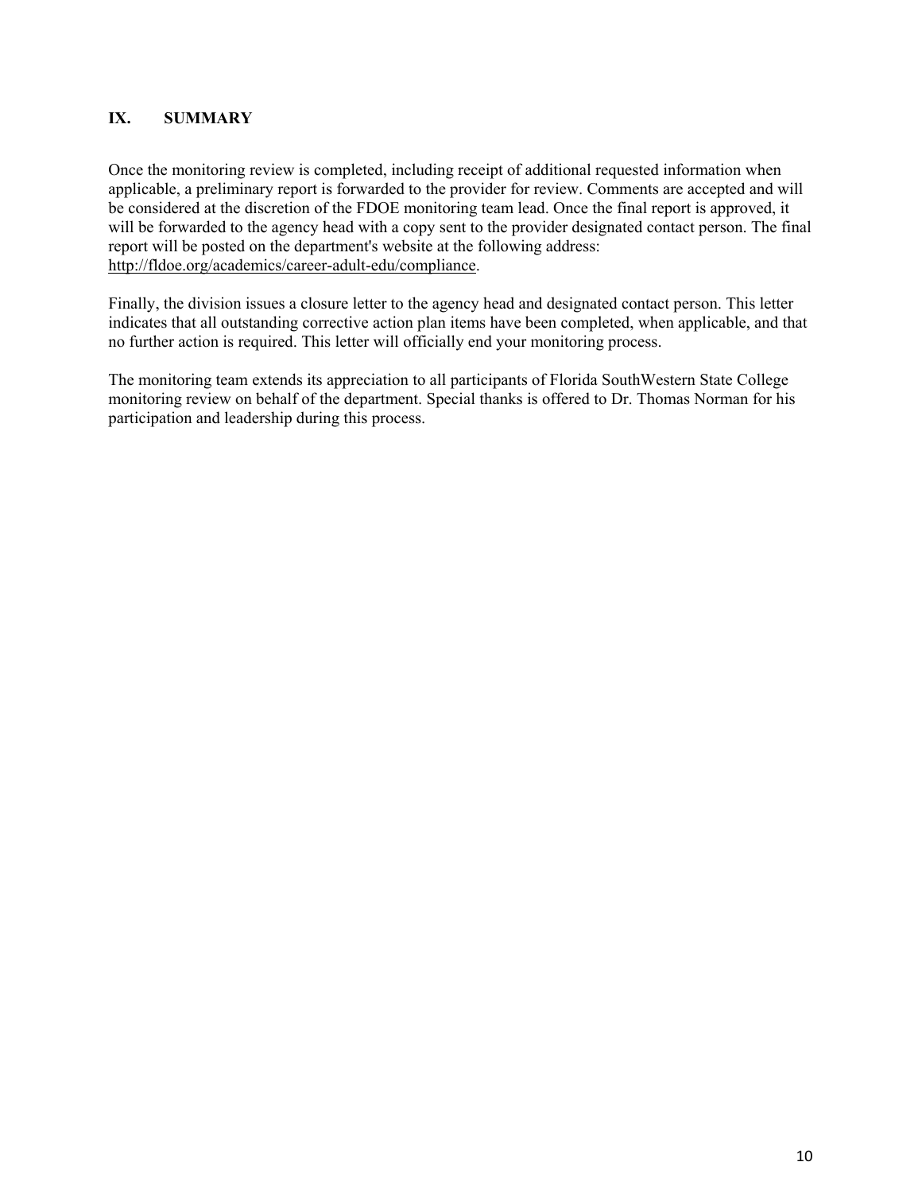## IX. SUMMARY

Once the monitoring review is completed, including receipt of additional requested information when applicable, a preliminary report is forwarded to the provider for review. Comments are accepted and will be considered at the discretion of the FDOE monitoring team lead. Once the final report is approved, it will be forwarded to the agency head with a copy sent to the provider designated contact person. The final report will be posted on the department's website at the following address: http://fldoe.org/academics/career-adult-edu/compliance.

Finally, the division issues a closure letter to the agency head and designated contact person. This letter indicates that all outstanding corrective action plan items have been completed, when applicable, and that no further action is required. This letter will officially end your monitoring process.

The monitoring team extends its appreciation to all participants of Florida SouthWestern State College monitoring review on behalf of the department. Special thanks is offered to Dr. Thomas Norman for his participation and leadership during this process.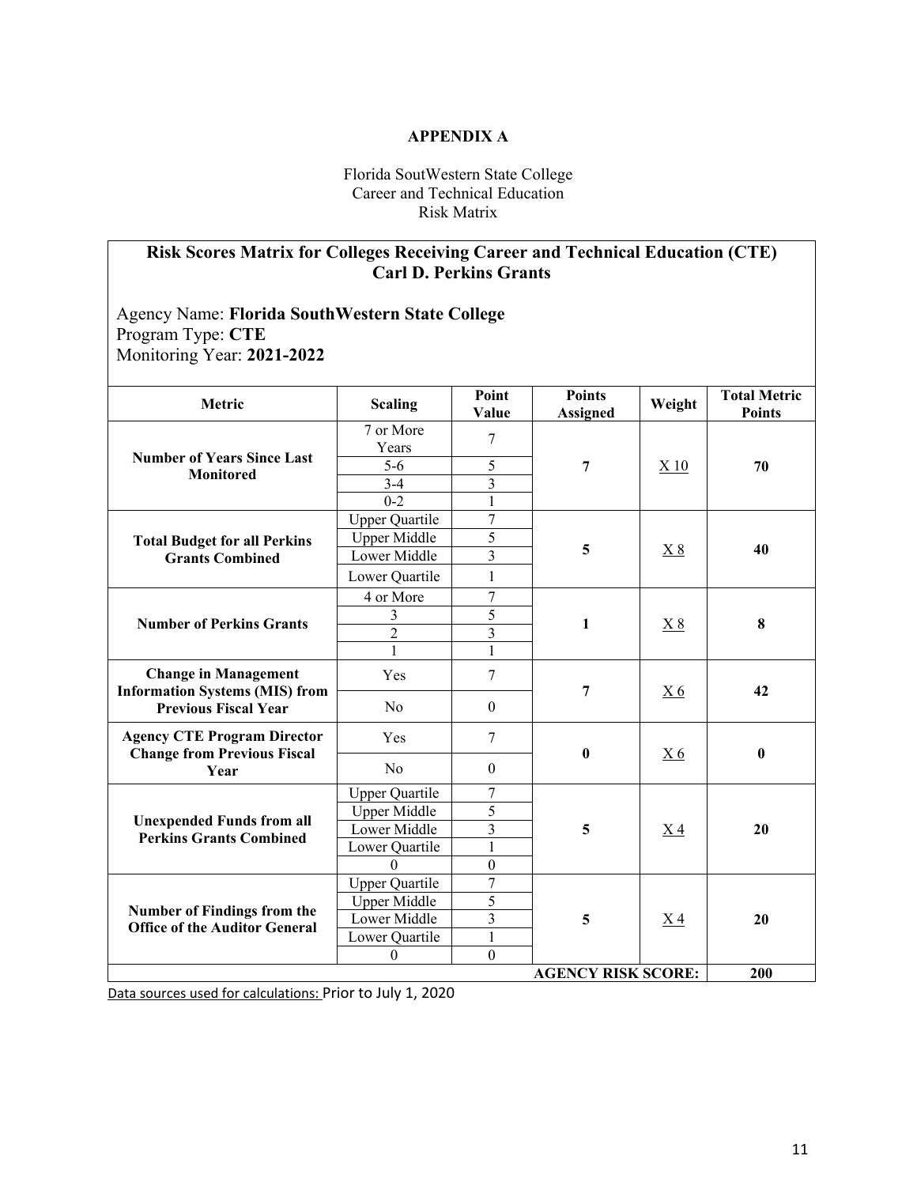**APPENDIX A**

Florida SoutWestern State College
Career and Technical Education
Risk Matrix

**Risk Scores Matrix for Colleges Receiving Career and Technical Education (CTE) Carl D. Perkins Grants**

Agency Name: **Florida SouthWestern State College**
Program Type: **CTE**
Monitoring Year: **2021-2022**

| Metric | Scaling | Point Value | Points Assigned | Weight | Total Metric Points |
|---|---|---|---|---|---|
| **Number of Years Since Last Monitored** | 7 or More Years | 7 | **7** | X 10 | **70** |
| | 5-6 | 5 | | | |
| | 3-4 | 3 | | | |
| | 0-2 | 1 | | | |
| **Total Budget for all Perkins Grants Combined** | Upper Quartile | 7 | **5** | X 8 | **40** |
| | Upper Middle | 5 | | | |
| | Lower Middle | 3 | | | |
| | Lower Quartile | 1 | | | |
| **Number of Perkins Grants** | 4 or More | 7 | **1** | X 8 | **8** |
| | 3 | 5 | | | |
| | 2 | 3 | | | |
| | 1 | 1 | | | |
| **Change in Management Information Systems (MIS) from Previous Fiscal Year** | Yes | 7 | **7** | X 6 | **42** |
| | No | 0 | | | |
| **Agency CTE Program Director Change from Previous Fiscal Year** | Yes | 7 | **0** | X 6 | **0** |
| | No | 0 | | | |
| **Unexpended Funds from all Perkins Grants Combined** | Upper Quartile | 7 | **5** | X 4 | **20** |
| | Upper Middle | 5 | | | |
| | Lower Middle | 3 | | | |
| | Lower Quartile | 1 | | | |
| | 0 | 0 | | | |
| **Number of Findings from the Office of the Auditor General** | Upper Quartile | 7 | **5** | X 4 | **20** |
| | Upper Middle | 5 | | | |
| | Lower Middle | 3 | | | |
| | Lower Quartile | 1 | | | |
| | 0 | 0 | | | |
| | | | **AGENCY RISK SCORE:** | | **200** |

Data sources used for calculations: Prior to July 1, 2020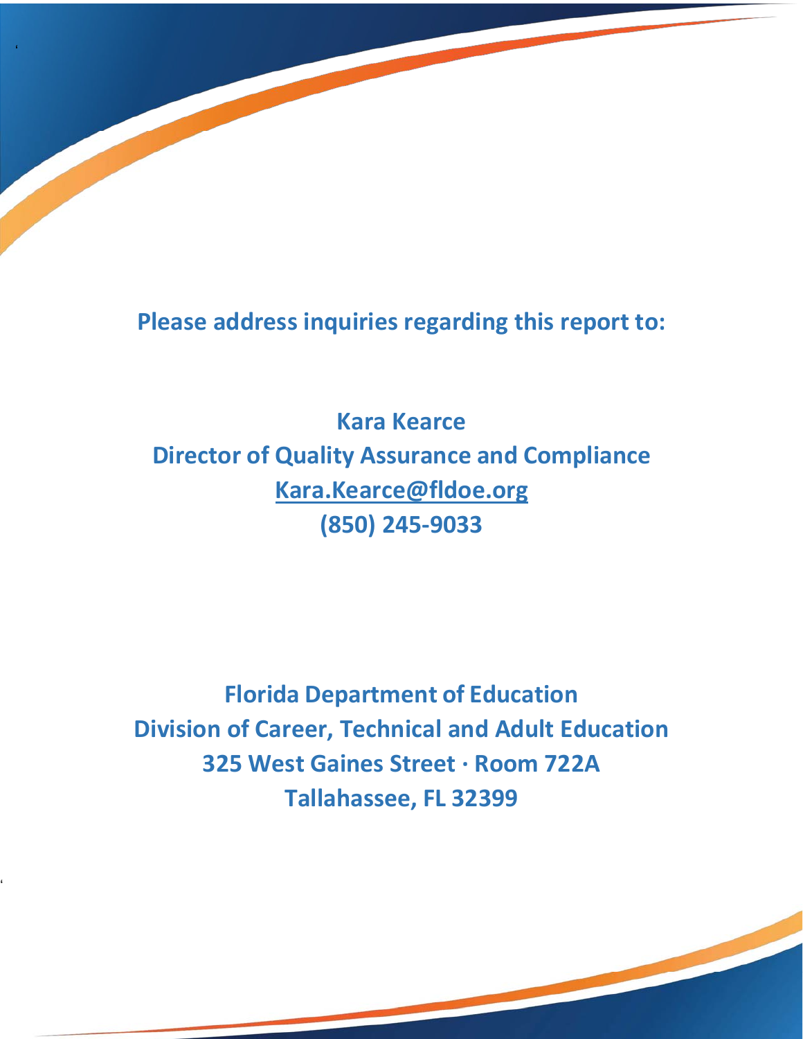**Please address inquiries regarding this report to:**

**Kara Kearce**
**Director of Quality Assurance and Compliance**
**Kara.Kearce@fldoe.org**
**(850) 245-9033**

**Florida Department of Education**
**Division of Career, Technical and Adult Education**
**325 West Gaines Street · Room 722A**
**Tallahassee, FL 32399**